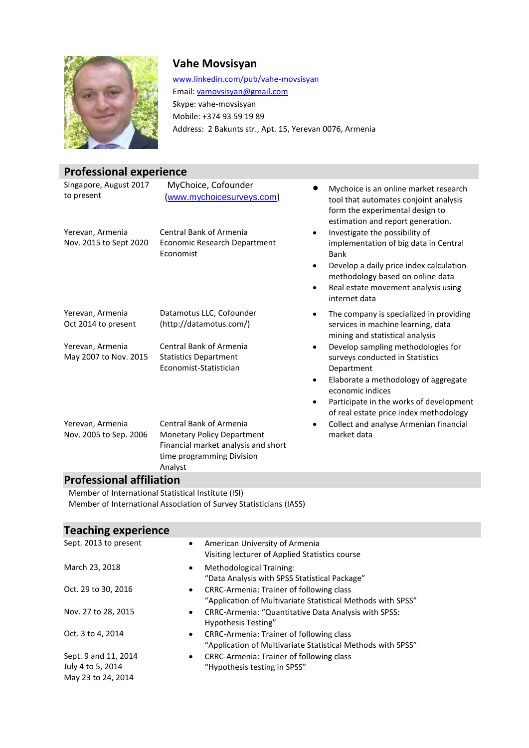# Vahe Movsisyan

www.linkedin.com/pub/vahe-movsisyan
Email: vamovsisyan@gmail.com
Skype: vahe-movsisyan
Mobile: +374 93 59 19 89
Address: 2 Bakunts str., Apt. 15, Yerevan 0076, Armenia

## Professional experience

| | | |
|---|---|---|
| Singapore, August 2017 to present | MyChoice, Cofounder (www.mychoicesurveys.com) | • Mychoice is an online market research tool that automates conjoint analysis form the experimental design to estimation and report generation. |
| Yerevan, Armenia<br>Nov. 2015 to Sept 2020 | Central Bank of Armenia<br>Economic Research Department<br>Economist | • Investigate the possibility of implementation of big data in Central Bank<br>• Develop a daily price index calculation methodology based on online data<br>• Real estate movement analysis using internet data |
| Yerevan, Armenia<br>Oct 2014 to present | Datamotus LLC, Cofounder<br>(http://datamotus.com/) | • The company is specialized in providing services in machine learning, data mining and statistical analysis |
| Yerevan, Armenia<br>May 2007 to Nov. 2015 | Central Bank of Armenia<br>Statistics Department<br>Economist-Statistician | • Develop sampling methodologies for surveys conducted in Statistics Department<br>• Elaborate a methodology of aggregate economic indices<br>• Participate in the works of development of real estate price index methodology |
| Yerevan, Armenia<br>Nov. 2005 to Sep. 2006 | Central Bank of Armenia<br>Monetary Policy Department<br>Financial market analysis and short time programming Division<br>Analyst | • Collect and analyse Armenian financial market data |

## Professional affiliation

Member of International Statistical Institute (ISI)
Member of International Association of Survey Statisticians (IASS)

## Teaching experience

| | |
|---|---|
| Sept. 2013 to present | • American University of Armenia<br>Visiting lecturer of Applied Statistics course |
| March 23, 2018 | • Methodological Training:<br>"Data Analysis with SPSS Statistical Package" |
| Oct. 29 to 30, 2016 | • CRRC-Armenia: Trainer of following class<br>"Application of Multivariate Statistical Methods with SPSS" |
| Nov. 27 to 28, 2015 | • CRRC-Armenia: "Quantitative Data Analysis with SPSS: Hypothesis Testing" |
| Oct. 3 to 4, 2014 | • CRRC-Armenia: Trainer of following class<br>"Application of Multivariate Statistical Methods with SPSS" |
| Sept. 9 and 11, 2014<br>July 4 to 5, 2014<br>May 23 to 24, 2014 | • CRRC-Armenia: Trainer of following class<br>"Hypothesis testing in SPSS" |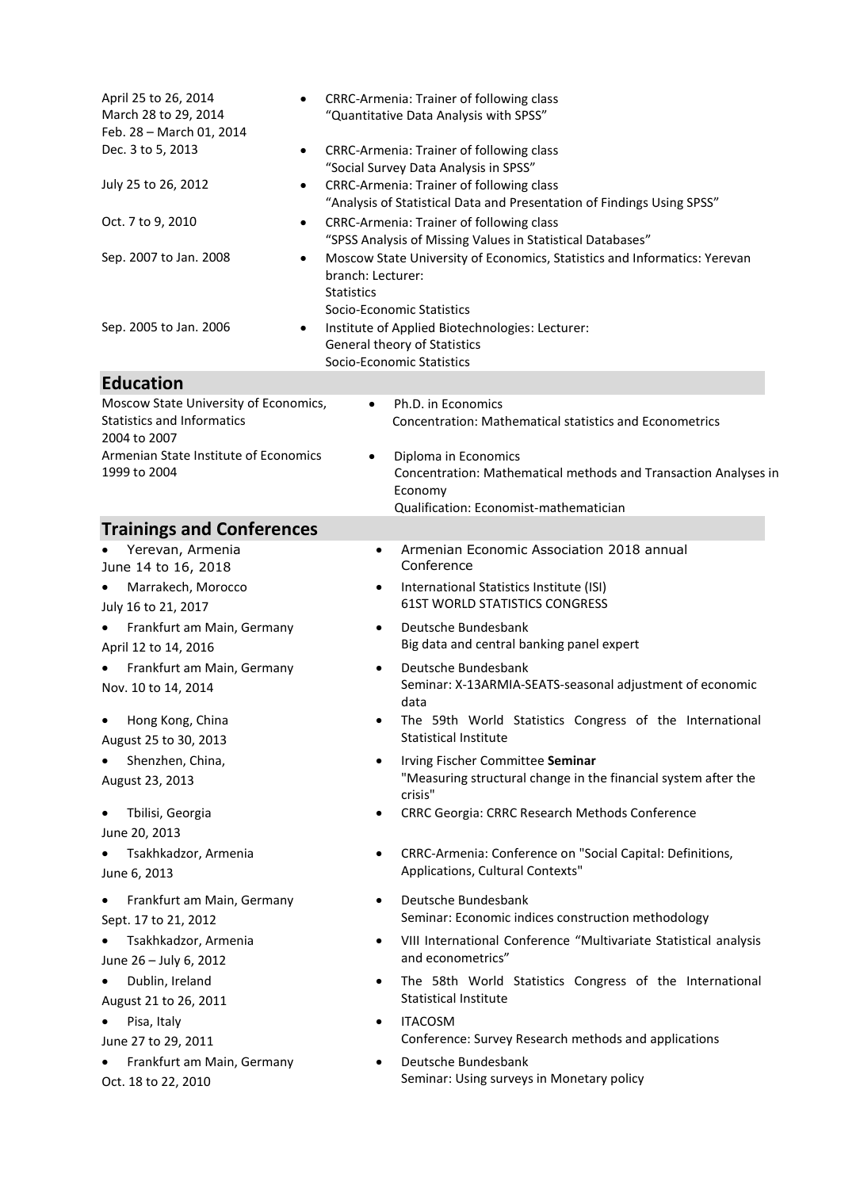| | |
|---|---|
| April 25 to 26, 2014<br>March 28 to 29, 2014<br>Feb. 28 – March 01, 2014 | • CRRC-Armenia: Trainer of following class<br>"Quantitative Data Analysis with SPSS" |
| Dec. 3 to 5, 2013 | • CRRC-Armenia: Trainer of following class<br>"Social Survey Data Analysis in SPSS" |
| July 25 to 26, 2012 | • CRRC-Armenia: Trainer of following class<br>"Analysis of Statistical Data and Presentation of Findings Using SPSS" |
| Oct. 7 to 9, 2010 | • CRRC-Armenia: Trainer of following class<br>"SPSS Analysis of Missing Values in Statistical Databases" |
| Sep. 2007 to Jan. 2008 | • Moscow State University of Economics, Statistics and Informatics: Yerevan branch: Lecturer:<br>Statistics<br>Socio-Economic Statistics |
| Sep. 2005 to Jan. 2006 | • Institute of Applied Biotechnologies: Lecturer:<br>General theory of Statistics<br>Socio-Economic Statistics |

## Education

| | |
|---|---|
| Moscow State University of Economics, Statistics and Informatics<br>2004 to 2007 | • Ph.D. in Economics<br>Concentration: Mathematical statistics and Econometrics |
| Armenian State Institute of Economics<br>1999 to 2004 | • Diploma in Economics<br>Concentration: Mathematical methods and Transaction Analyses in Economy<br>Qualification: Economist-mathematician |

## Trainings and Conferences

| | |
|---|---|
| • Yerevan, Armenia<br>June 14 to 16, 2018 | • Armenian Economic Association 2018 annual Conference |
| • Marrakech, Morocco<br>July 16 to 21, 2017 | • International Statistics Institute (ISI)<br>61ST WORLD STATISTICS CONGRESS |
| • Frankfurt am Main, Germany<br>April 12 to 14, 2016 | • Deutsche Bundesbank<br>Big data and central banking panel expert |
| • Frankfurt am Main, Germany<br>Nov. 10 to 14, 2014 | • Deutsche Bundesbank<br>Seminar: X-13ARMIA-SEATS-seasonal adjustment of economic data |
| • Hong Kong, China<br>August 25 to 30, 2013 | • The 59th World Statistics Congress of the International Statistical Institute |
| • Shenzhen, China,<br>August 23, 2013 | • Irving Fischer Committee **Seminar**<br>"Measuring structural change in the financial system after the crisis" |
| • Tbilisi, Georgia<br>June 20, 2013 | • CRRC Georgia: CRRC Research Methods Conference |
| • Tsakhkadzor, Armenia<br>June 6, 2013 | • CRRC-Armenia: Conference on "Social Capital: Definitions, Applications, Cultural Contexts" |
| • Frankfurt am Main, Germany<br>Sept. 17 to 21, 2012 | • Deutsche Bundesbank<br>Seminar: Economic indices construction methodology |
| • Tsakhkadzor, Armenia<br>June 26 – July 6, 2012 | • VIII International Conference "Multivariate Statistical analysis and econometrics" |
| • Dublin, Ireland<br>August 21 to 26, 2011 | • The 58th World Statistics Congress of the International Statistical Institute |
| • Pisa, Italy<br>June 27 to 29, 2011 | • ITACOSM<br>Conference: Survey Research methods and applications |
| • Frankfurt am Main, Germany<br>Oct. 18 to 22, 2010 | • Deutsche Bundesbank<br>Seminar: Using surveys in Monetary policy |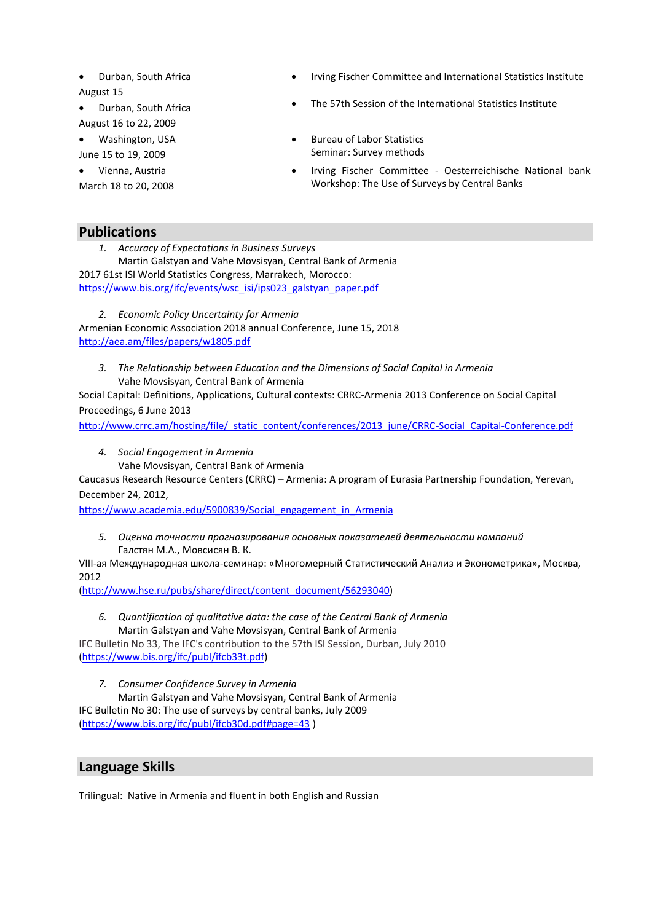- Durban, South Africa
  August 15
  - Irving Fischer Committee and International Statistics Institute
- Durban, South Africa
  August 16 to 22, 2009
  - The 57th Session of the International Statistics Institute
- Washington, USA
  June 15 to 19, 2009
  - Bureau of Labor Statistics
    Seminar: Survey methods
- Vienna, Austria
  March 18 to 20, 2008
  - Irving Fischer Committee - Oesterreichische National bank
    Workshop: The Use of Surveys by Central Banks

## Publications

1. *Accuracy of Expectations in Business Surveys*
   Martin Galstyan and Vahe Movsisyan, Central Bank of Armenia
   2017 61st ISI World Statistics Congress, Marrakech, Morocco:
   https://www.bis.org/ifc/events/wsc_isi/ips023_galstyan_paper.pdf

2. *Economic Policy Uncertainty for Armenia*
   Armenian Economic Association 2018 annual Conference, June 15, 2018
   http://aea.am/files/papers/w1805.pdf

3. *The Relationship between Education and the Dimensions of Social Capital in Armenia*
   Vahe Movsisyan, Central Bank of Armenia
   Social Capital: Definitions, Applications, Cultural contexts: CRRC-Armenia 2013 Conference on Social Capital Proceedings, 6 June 2013
   http://www.crrc.am/hosting/file/_static_content/conferences/2013_june/CRRC-Social_Capital-Conference.pdf

4. *Social Engagement in Armenia*
   Vahe Movsisyan, Central Bank of Armenia
   Caucasus Research Resource Centers (CRRC) – Armenia: A program of Eurasia Partnership Foundation, Yerevan, December 24, 2012,
   https://www.academia.edu/5900839/Social_engagement_in_Armenia

5. *Оценка точности прогнозирования основных показателей деятельности компаний*
   Галстян М.А., Мовсисян В. К.
   VIII-ая Международная школа-семинар: «Многомерный Статистический Анализ и Эконометрика», Москва, 2012
   (http://www.hse.ru/pubs/share/direct/content_document/56293040)

6. *Quantification of qualitative data: the case of the Central Bank of Armenia*
   Martin Galstyan and Vahe Movsisyan, Central Bank of Armenia
   IFC Bulletin No 33, The IFC's contribution to the 57th ISI Session, Durban, July 2010
   (https://www.bis.org/ifc/publ/ifcb33t.pdf)

7. *Consumer Confidence Survey in Armenia*
   Martin Galstyan and Vahe Movsisyan, Central Bank of Armenia
   IFC Bulletin No 30: The use of surveys by central banks, July 2009
   (https://www.bis.org/ifc/publ/ifcb30d.pdf#page=43 )

## Language Skills

Trilingual: Native in Armenia and fluent in both English and Russian